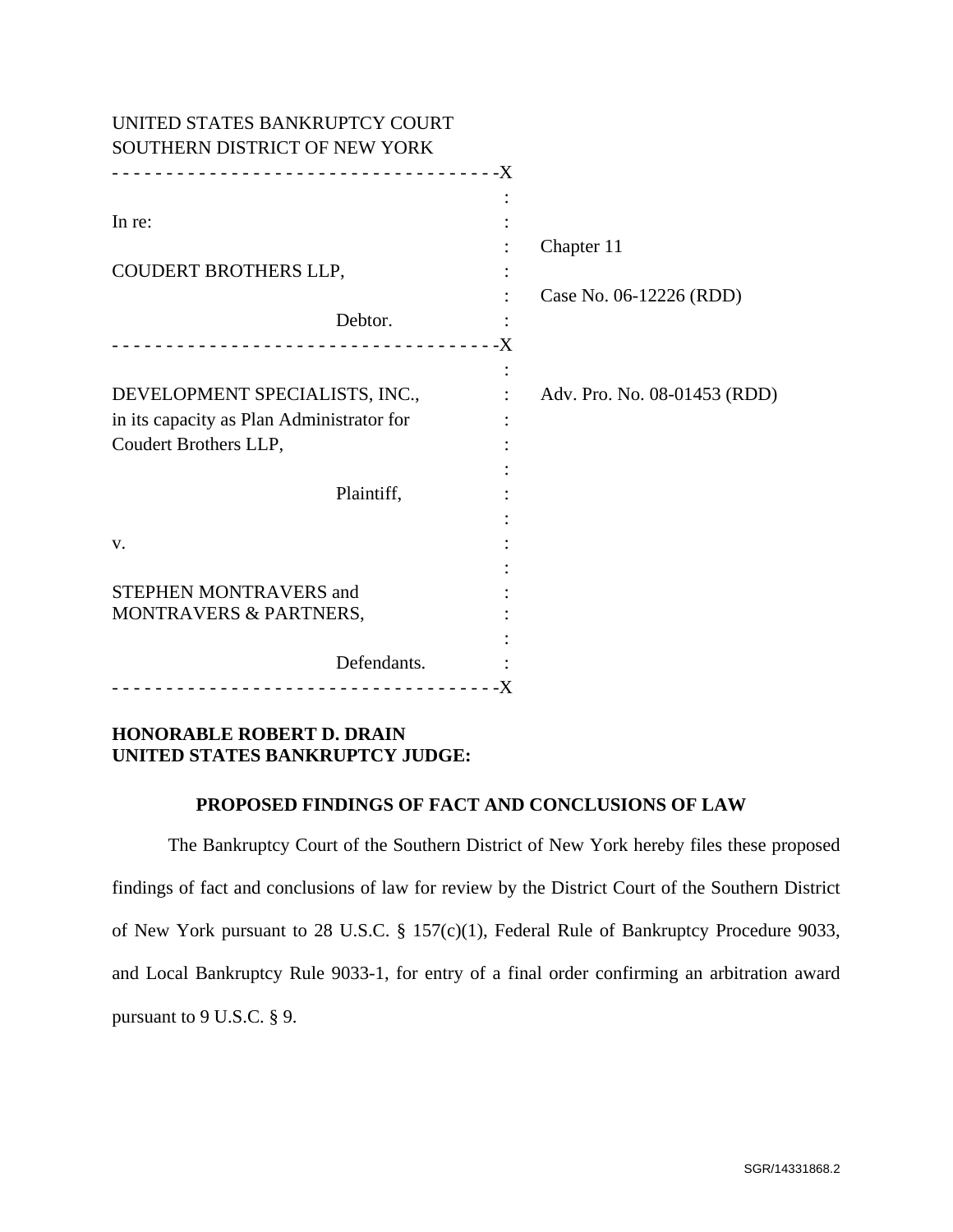UNITED STATES BANKRUPTCY COURT
SOUTHERN DISTRICT OF NEW YORK

| | | |
|---|---|---|
| In re: | : | Chapter 11 |
| COUDERT BROTHERS LLP, | : | Case No. 06-12226 (RDD) |
| Debtor. | : | |
| DEVELOPMENT SPECIALISTS, INC., in its capacity as Plan Administrator for Coudert Brothers LLP, | : | Adv. Pro. No. 08-01453 (RDD) |
| Plaintiff, | : | |
| v. | : | |
| STEPHEN MONTRAVERS and MONTRAVERS & PARTNERS, | : | |
| Defendants. | : | |

**HONORABLE ROBERT D. DRAIN**
**UNITED STATES BANKRUPTCY JUDGE:**

## PROPOSED FINDINGS OF FACT AND CONCLUSIONS OF LAW

The Bankruptcy Court of the Southern District of New York hereby files these proposed findings of fact and conclusions of law for review by the District Court of the Southern District of New York pursuant to 28 U.S.C. § 157(c)(1), Federal Rule of Bankruptcy Procedure 9033, and Local Bankruptcy Rule 9033-1, for entry of a final order confirming an arbitration award pursuant to 9 U.S.C. § 9.

SGR/14331868.2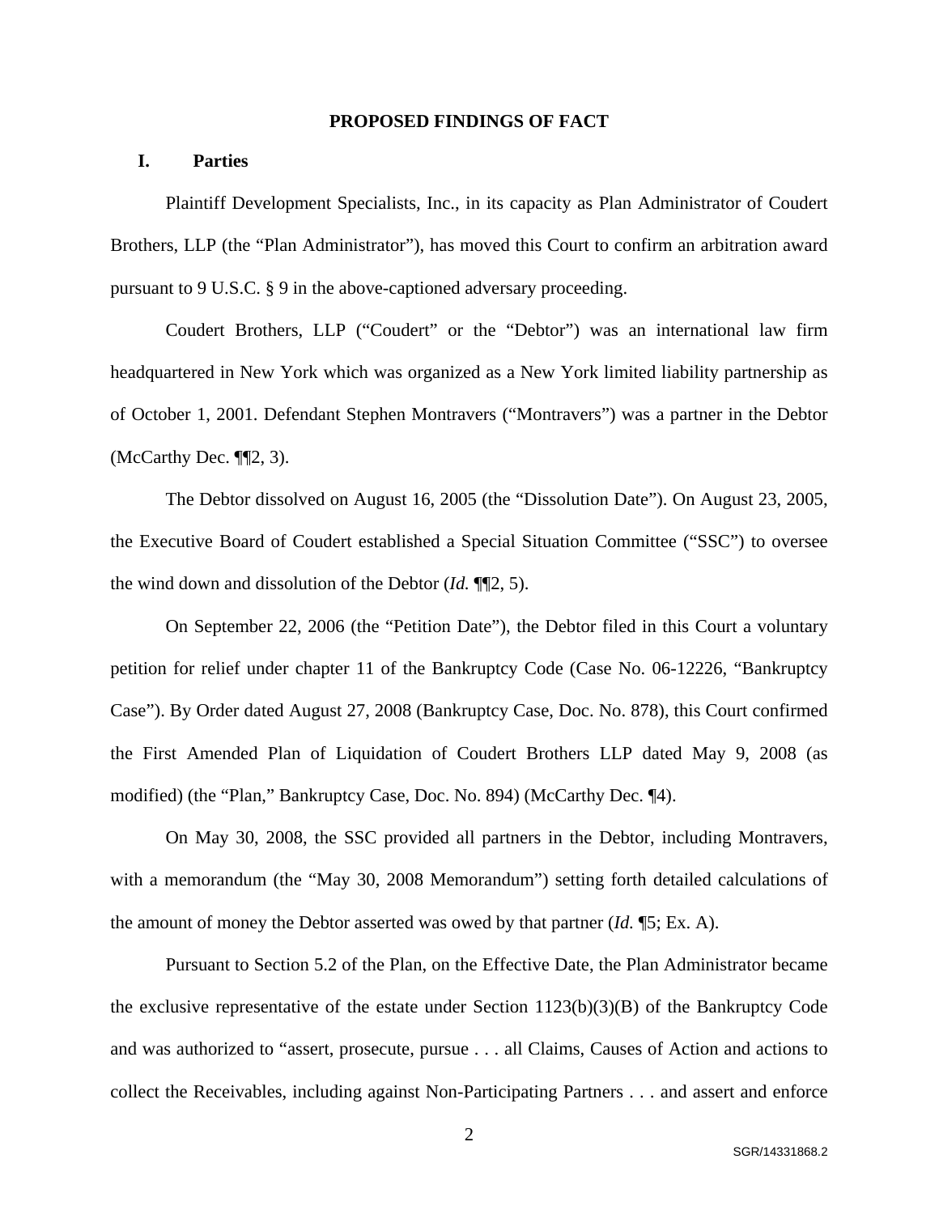## PROPOSED FINDINGS OF FACT

### I. Parties

Plaintiff Development Specialists, Inc., in its capacity as Plan Administrator of Coudert Brothers, LLP (the "Plan Administrator"), has moved this Court to confirm an arbitration award pursuant to 9 U.S.C. § 9 in the above-captioned adversary proceeding.

Coudert Brothers, LLP ("Coudert" or the "Debtor") was an international law firm headquartered in New York which was organized as a New York limited liability partnership as of October 1, 2001. Defendant Stephen Montravers ("Montravers") was a partner in the Debtor (McCarthy Dec. ¶¶2, 3).

The Debtor dissolved on August 16, 2005 (the "Dissolution Date"). On August 23, 2005, the Executive Board of Coudert established a Special Situation Committee ("SSC") to oversee the wind down and dissolution of the Debtor (*Id.* ¶¶2, 5).

On September 22, 2006 (the "Petition Date"), the Debtor filed in this Court a voluntary petition for relief under chapter 11 of the Bankruptcy Code (Case No. 06-12226, "Bankruptcy Case"). By Order dated August 27, 2008 (Bankruptcy Case, Doc. No. 878), this Court confirmed the First Amended Plan of Liquidation of Coudert Brothers LLP dated May 9, 2008 (as modified) (the "Plan," Bankruptcy Case, Doc. No. 894) (McCarthy Dec. ¶4).

On May 30, 2008, the SSC provided all partners in the Debtor, including Montravers, with a memorandum (the "May 30, 2008 Memorandum") setting forth detailed calculations of the amount of money the Debtor asserted was owed by that partner (*Id.* ¶5; Ex. A).

Pursuant to Section 5.2 of the Plan, on the Effective Date, the Plan Administrator became the exclusive representative of the estate under Section 1123(b)(3)(B) of the Bankruptcy Code and was authorized to "assert, prosecute, pursue . . . all Claims, Causes of Action and actions to collect the Receivables, including against Non-Participating Partners . . . and assert and enforce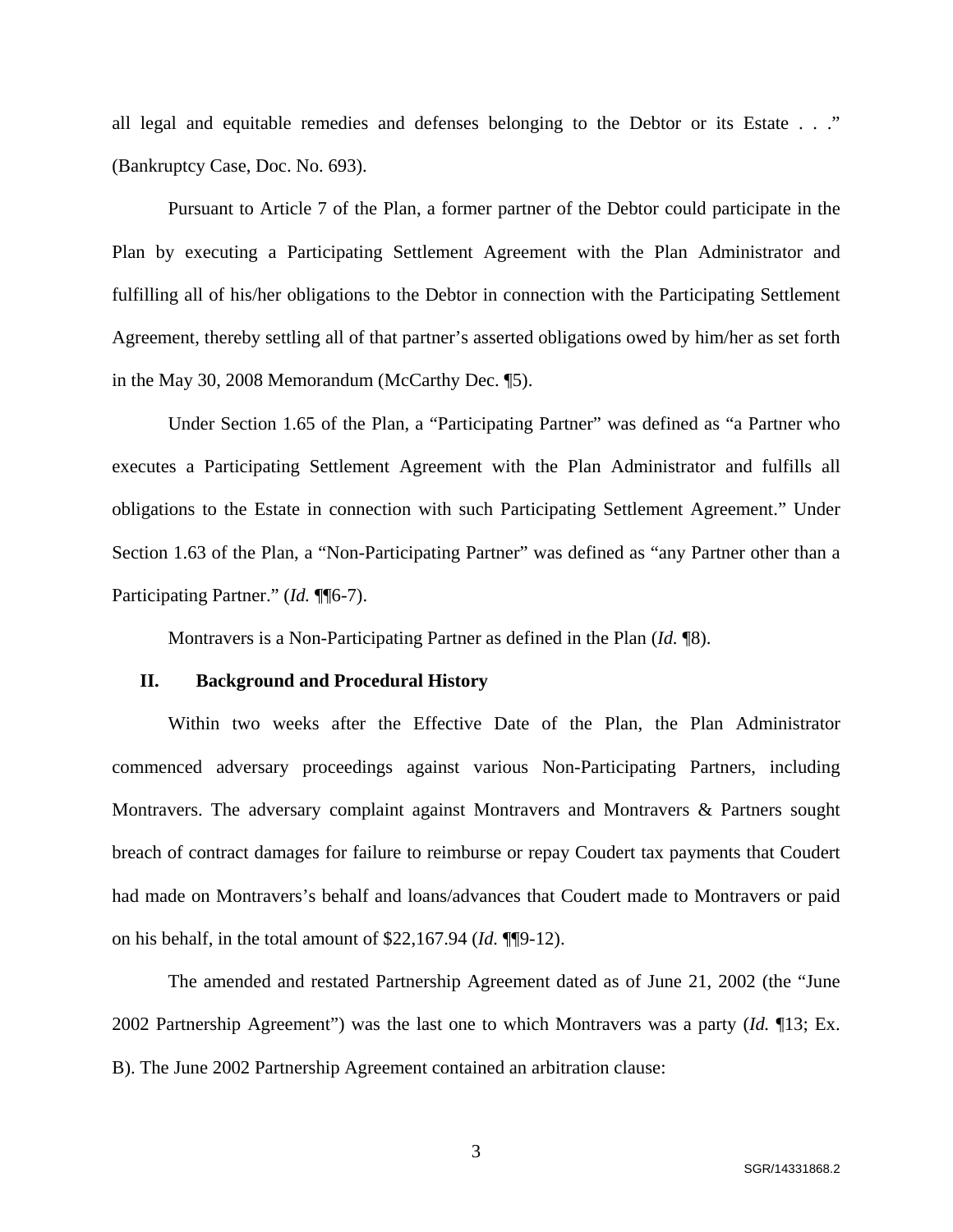all legal and equitable remedies and defenses belonging to the Debtor or its Estate . . ." (Bankruptcy Case, Doc. No. 693).

Pursuant to Article 7 of the Plan, a former partner of the Debtor could participate in the Plan by executing a Participating Settlement Agreement with the Plan Administrator and fulfilling all of his/her obligations to the Debtor in connection with the Participating Settlement Agreement, thereby settling all of that partner's asserted obligations owed by him/her as set forth in the May 30, 2008 Memorandum (McCarthy Dec. ¶5).

Under Section 1.65 of the Plan, a "Participating Partner" was defined as "a Partner who executes a Participating Settlement Agreement with the Plan Administrator and fulfills all obligations to the Estate in connection with such Participating Settlement Agreement." Under Section 1.63 of the Plan, a "Non-Participating Partner" was defined as "any Partner other than a Participating Partner." (*Id.* ¶¶6-7).

Montravers is a Non-Participating Partner as defined in the Plan (*Id.* ¶8).

## II. Background and Procedural History

Within two weeks after the Effective Date of the Plan, the Plan Administrator commenced adversary proceedings against various Non-Participating Partners, including Montravers. The adversary complaint against Montravers and Montravers & Partners sought breach of contract damages for failure to reimburse or repay Coudert tax payments that Coudert had made on Montravers's behalf and loans/advances that Coudert made to Montravers or paid on his behalf, in the total amount of $22,167.94 (*Id.* ¶¶9-12).

The amended and restated Partnership Agreement dated as of June 21, 2002 (the "June 2002 Partnership Agreement") was the last one to which Montravers was a party (*Id.* ¶13; Ex. B). The June 2002 Partnership Agreement contained an arbitration clause: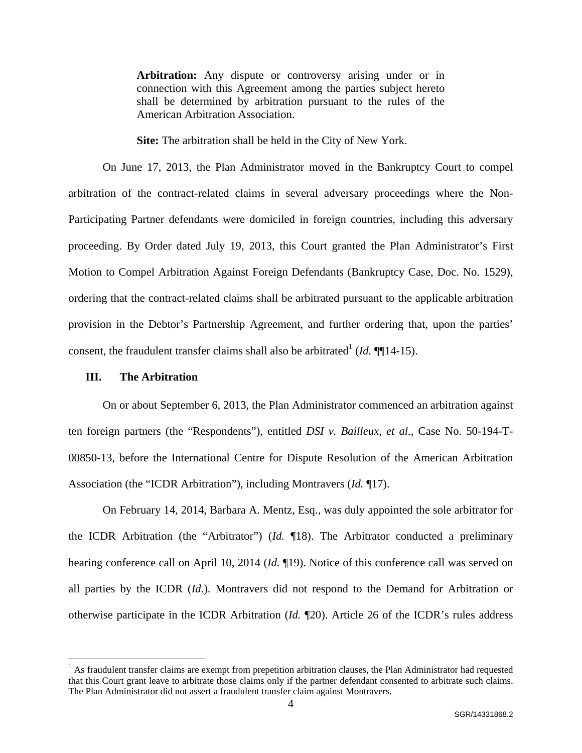> **Arbitration:** Any dispute or controversy arising under or in connection with this Agreement among the parties subject hereto shall be determined by arbitration pursuant to the rules of the American Arbitration Association.
>
> **Site:** The arbitration shall be held in the City of New York.

On June 17, 2013, the Plan Administrator moved in the Bankruptcy Court to compel arbitration of the contract-related claims in several adversary proceedings where the Non-Participating Partner defendants were domiciled in foreign countries, including this adversary proceeding. By Order dated July 19, 2013, this Court granted the Plan Administrator's First Motion to Compel Arbitration Against Foreign Defendants (Bankruptcy Case, Doc. No. 1529), ordering that the contract-related claims shall be arbitrated pursuant to the applicable arbitration provision in the Debtor's Partnership Agreement, and further ordering that, upon the parties' consent, the fraudulent transfer claims shall also be arbitrated[1] (*Id.* ¶¶14-15).

### III. The Arbitration

On or about September 6, 2013, the Plan Administrator commenced an arbitration against ten foreign partners (the "Respondents"), entitled *DSI v. Bailleux, et al.*, Case No. 50-194-T-00850-13, before the International Centre for Dispute Resolution of the American Arbitration Association (the "ICDR Arbitration"), including Montravers (*Id.* ¶17).

On February 14, 2014, Barbara A. Mentz, Esq., was duly appointed the sole arbitrator for the ICDR Arbitration (the "Arbitrator") (*Id.* ¶18). The Arbitrator conducted a preliminary hearing conference call on April 10, 2014 (*Id.* ¶19). Notice of this conference call was served on all parties by the ICDR (*Id.*). Montravers did not respond to the Demand for Arbitration or otherwise participate in the ICDR Arbitration (*Id.* ¶20). Article 26 of the ICDR's rules address

---

[1] As fraudulent transfer claims are exempt from prepetition arbitration clauses, the Plan Administrator had requested that this Court grant leave to arbitrate those claims only if the partner defendant consented to arbitrate such claims. The Plan Administrator did not assert a fraudulent transfer claim against Montravers.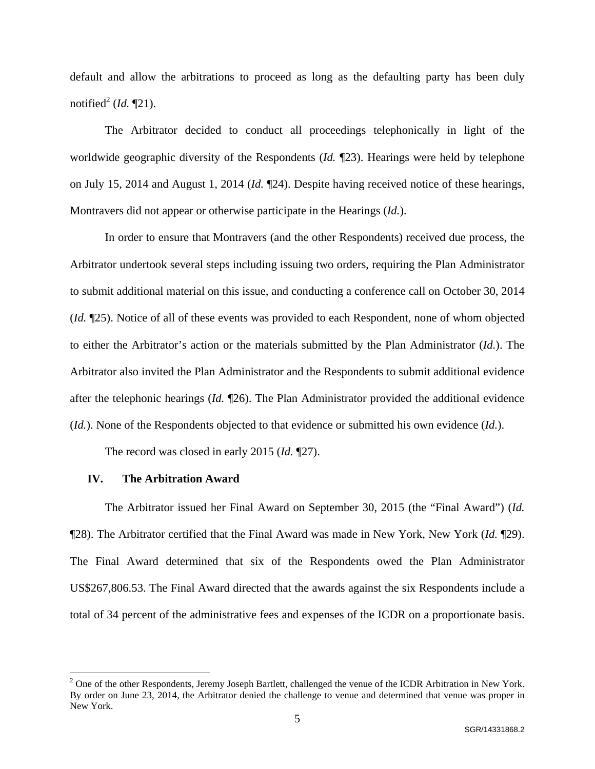default and allow the arbitrations to proceed as long as the defaulting party has been duly notified[2] (*Id.* ¶21).

The Arbitrator decided to conduct all proceedings telephonically in light of the worldwide geographic diversity of the Respondents (*Id.* ¶23). Hearings were held by telephone on July 15, 2014 and August 1, 2014 (*Id.* ¶24). Despite having received notice of these hearings, Montravers did not appear or otherwise participate in the Hearings (*Id.*).

In order to ensure that Montravers (and the other Respondents) received due process, the Arbitrator undertook several steps including issuing two orders, requiring the Plan Administrator to submit additional material on this issue, and conducting a conference call on October 30, 2014 (*Id.* ¶25). Notice of all of these events was provided to each Respondent, none of whom objected to either the Arbitrator's action or the materials submitted by the Plan Administrator (*Id.*). The Arbitrator also invited the Plan Administrator and the Respondents to submit additional evidence after the telephonic hearings (*Id.* ¶26). The Plan Administrator provided the additional evidence (*Id.*). None of the Respondents objected to that evidence or submitted his own evidence (*Id.*).

The record was closed in early 2015 (*Id.* ¶27).

## IV. The Arbitration Award

The Arbitrator issued her Final Award on September 30, 2015 (the "Final Award") (*Id.* ¶28). The Arbitrator certified that the Final Award was made in New York, New York (*Id.* ¶29). The Final Award determined that six of the Respondents owed the Plan Administrator US$267,806.53. The Final Award directed that the awards against the six Respondents include a total of 34 percent of the administrative fees and expenses of the ICDR on a proportionate basis.

[2] One of the other Respondents, Jeremy Joseph Bartlett, challenged the venue of the ICDR Arbitration in New York. By order on June 23, 2014, the Arbitrator denied the challenge to venue and determined that venue was proper in New York.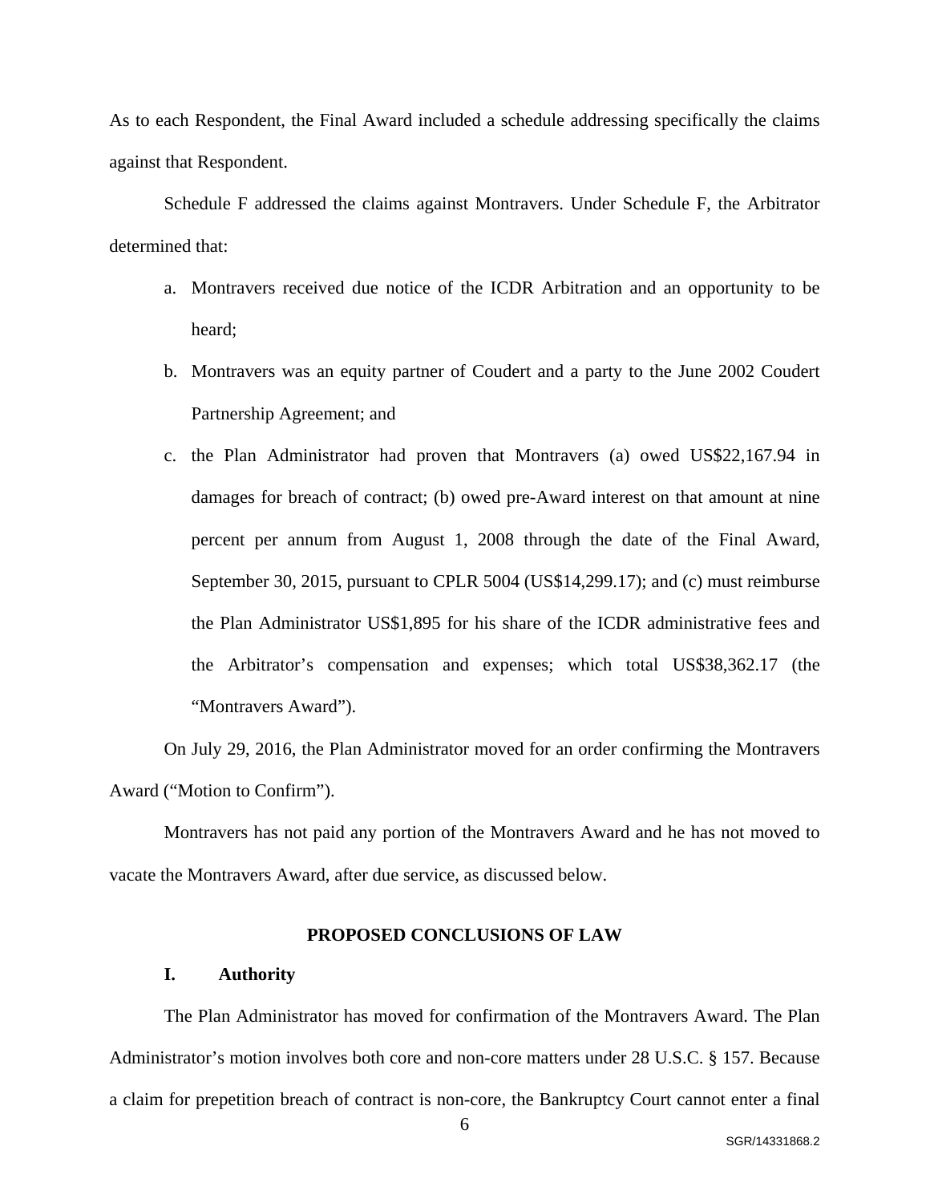As to each Respondent, the Final Award included a schedule addressing specifically the claims against that Respondent.

Schedule F addressed the claims against Montravers. Under Schedule F, the Arbitrator determined that:

a. Montravers received due notice of the ICDR Arbitration and an opportunity to be heard;

b. Montravers was an equity partner of Coudert and a party to the June 2002 Coudert Partnership Agreement; and

c. the Plan Administrator had proven that Montravers (a) owed US$22,167.94 in damages for breach of contract; (b) owed pre-Award interest on that amount at nine percent per annum from August 1, 2008 through the date of the Final Award, September 30, 2015, pursuant to CPLR 5004 (US$14,299.17); and (c) must reimburse the Plan Administrator US$1,895 for his share of the ICDR administrative fees and the Arbitrator's compensation and expenses; which total US$38,362.17 (the "Montravers Award").

On July 29, 2016, the Plan Administrator moved for an order confirming the Montravers Award ("Motion to Confirm").

Montravers has not paid any portion of the Montravers Award and he has not moved to vacate the Montravers Award, after due service, as discussed below.

## PROPOSED CONCLUSIONS OF LAW

### I. Authority

The Plan Administrator has moved for confirmation of the Montravers Award. The Plan Administrator's motion involves both core and non-core matters under 28 U.S.C. § 157. Because a claim for prepetition breach of contract is non-core, the Bankruptcy Court cannot enter a final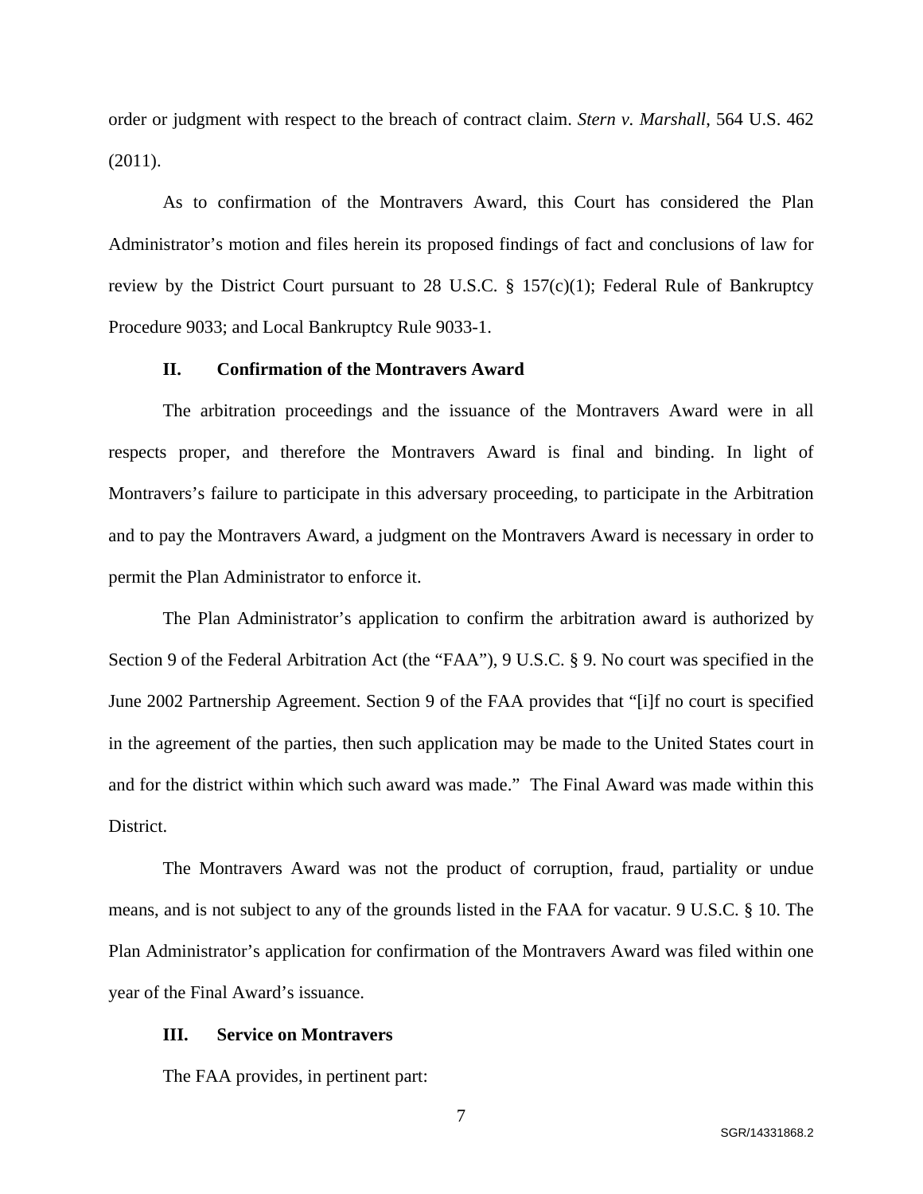order or judgment with respect to the breach of contract claim. *Stern v. Marshall*, 564 U.S. 462 (2011).

As to confirmation of the Montravers Award, this Court has considered the Plan Administrator's motion and files herein its proposed findings of fact and conclusions of law for review by the District Court pursuant to 28 U.S.C. § 157(c)(1); Federal Rule of Bankruptcy Procedure 9033; and Local Bankruptcy Rule 9033-1.

## II. Confirmation of the Montravers Award

The arbitration proceedings and the issuance of the Montravers Award were in all respects proper, and therefore the Montravers Award is final and binding. In light of Montravers's failure to participate in this adversary proceeding, to participate in the Arbitration and to pay the Montravers Award, a judgment on the Montravers Award is necessary in order to permit the Plan Administrator to enforce it.

The Plan Administrator's application to confirm the arbitration award is authorized by Section 9 of the Federal Arbitration Act (the "FAA"), 9 U.S.C. § 9. No court was specified in the June 2002 Partnership Agreement. Section 9 of the FAA provides that "[i]f no court is specified in the agreement of the parties, then such application may be made to the United States court in and for the district within which such award was made." The Final Award was made within this District.

The Montravers Award was not the product of corruption, fraud, partiality or undue means, and is not subject to any of the grounds listed in the FAA for vacatur. 9 U.S.C. § 10. The Plan Administrator's application for confirmation of the Montravers Award was filed within one year of the Final Award's issuance.

## III. Service on Montravers

The FAA provides, in pertinent part:

SGR/14331868.2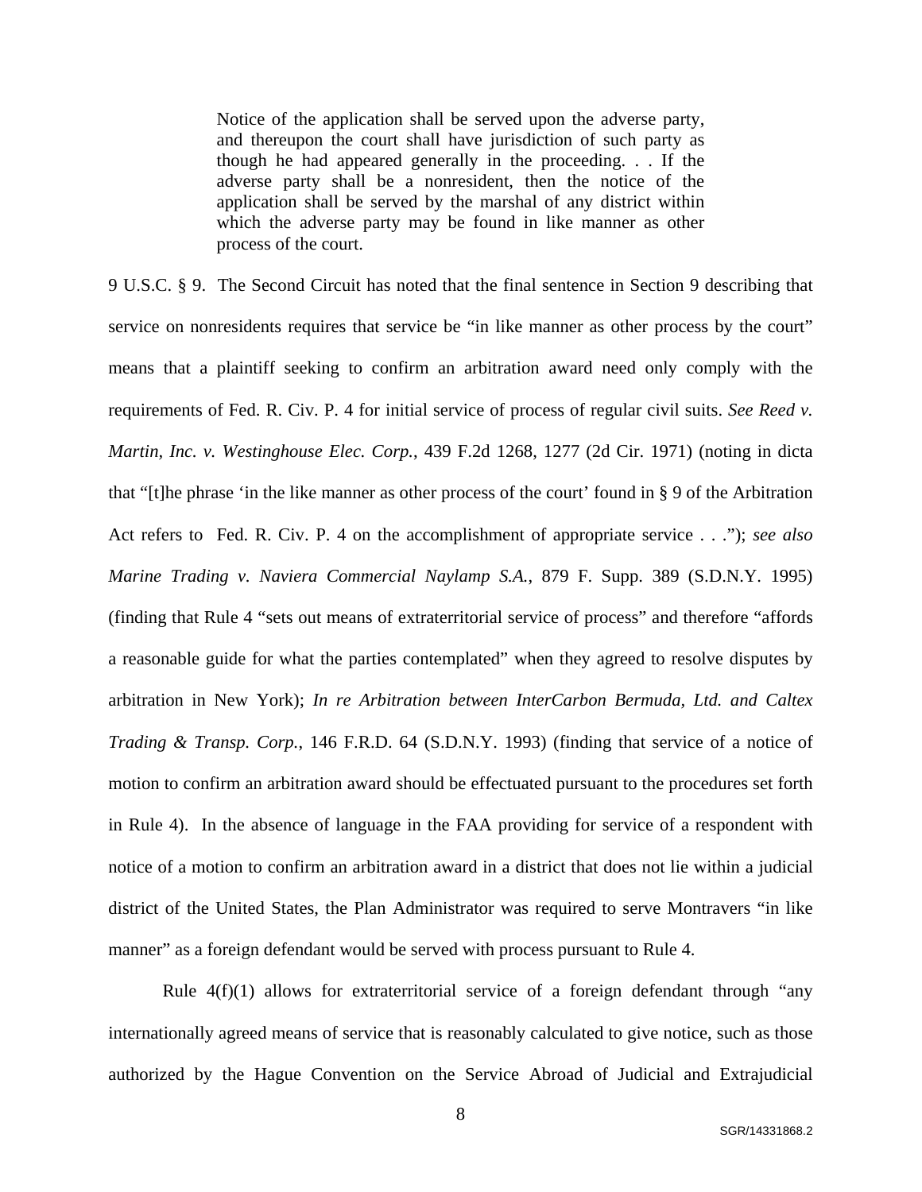> Notice of the application shall be served upon the adverse party, and thereupon the court shall have jurisdiction of such party as though he had appeared generally in the proceeding. . . If the adverse party shall be a nonresident, then the notice of the application shall be served by the marshal of any district within which the adverse party may be found in like manner as other process of the court.

9 U.S.C. § 9. The Second Circuit has noted that the final sentence in Section 9 describing that service on nonresidents requires that service be "in like manner as other process by the court" means that a plaintiff seeking to confirm an arbitration award need only comply with the requirements of Fed. R. Civ. P. 4 for initial service of process of regular civil suits. *See Reed v. Martin, Inc. v. Westinghouse Elec. Corp.*, 439 F.2d 1268, 1277 (2d Cir. 1971) (noting in dicta that "[t]he phrase 'in the like manner as other process of the court' found in § 9 of the Arbitration Act refers to Fed. R. Civ. P. 4 on the accomplishment of appropriate service . . ."); *see also Marine Trading v. Naviera Commercial Naylamp S.A.*, 879 F. Supp. 389 (S.D.N.Y. 1995) (finding that Rule 4 "sets out means of extraterritorial service of process" and therefore "affords a reasonable guide for what the parties contemplated" when they agreed to resolve disputes by arbitration in New York); *In re Arbitration between InterCarbon Bermuda, Ltd. and Caltex Trading & Transp. Corp.*, 146 F.R.D. 64 (S.D.N.Y. 1993) (finding that service of a notice of motion to confirm an arbitration award should be effectuated pursuant to the procedures set forth in Rule 4). In the absence of language in the FAA providing for service of a respondent with notice of a motion to confirm an arbitration award in a district that does not lie within a judicial district of the United States, the Plan Administrator was required to serve Montravers "in like manner" as a foreign defendant would be served with process pursuant to Rule 4.

Rule 4(f)(1) allows for extraterritorial service of a foreign defendant through "any internationally agreed means of service that is reasonably calculated to give notice, such as those authorized by the Hague Convention on the Service Abroad of Judicial and Extrajudicial

SGR/14331868.2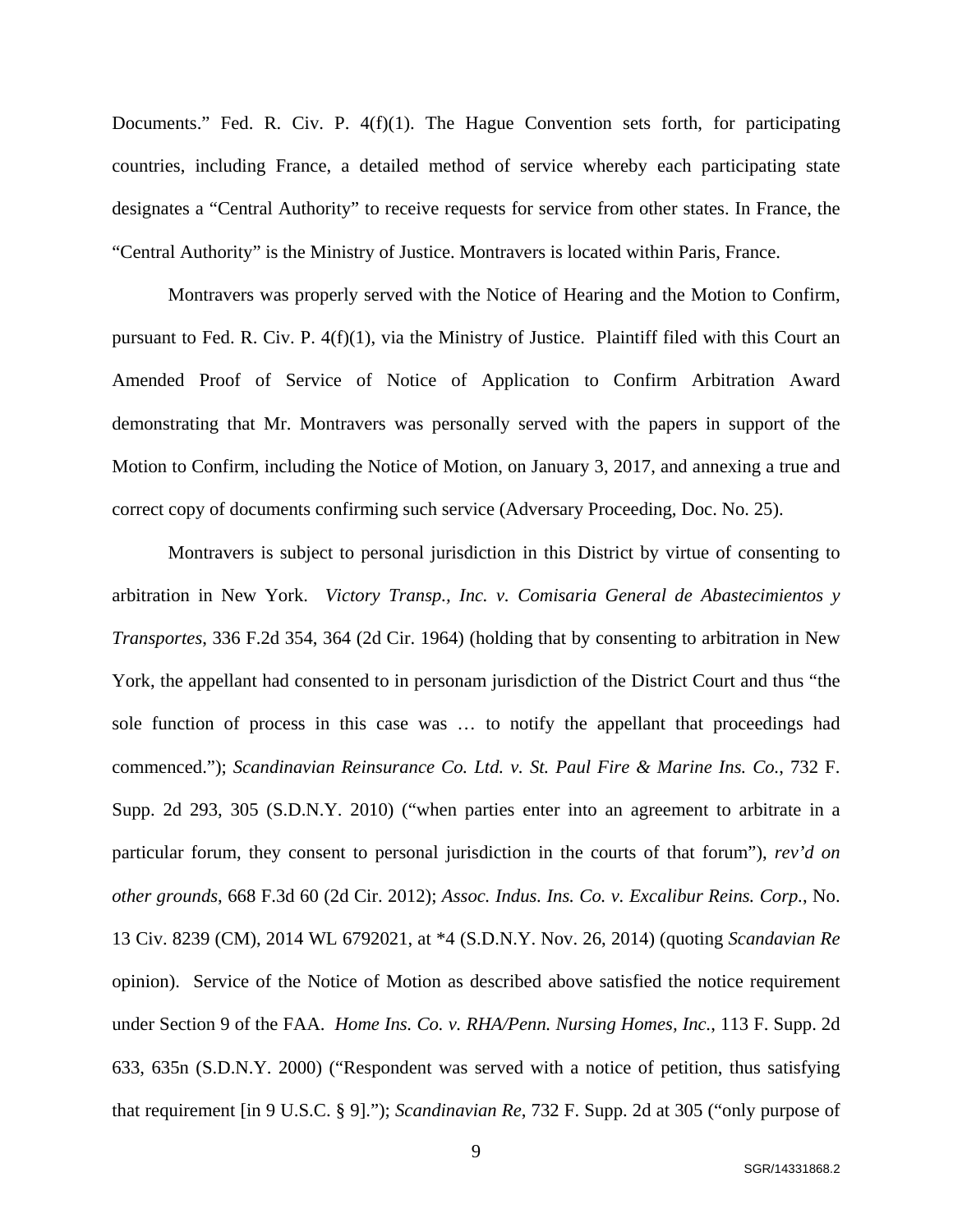Documents." Fed. R. Civ. P. 4(f)(1). The Hague Convention sets forth, for participating countries, including France, a detailed method of service whereby each participating state designates a "Central Authority" to receive requests for service from other states. In France, the "Central Authority" is the Ministry of Justice. Montravers is located within Paris, France.

Montravers was properly served with the Notice of Hearing and the Motion to Confirm, pursuant to Fed. R. Civ. P. 4(f)(1), via the Ministry of Justice. Plaintiff filed with this Court an Amended Proof of Service of Notice of Application to Confirm Arbitration Award demonstrating that Mr. Montravers was personally served with the papers in support of the Motion to Confirm, including the Notice of Motion, on January 3, 2017, and annexing a true and correct copy of documents confirming such service (Adversary Proceeding, Doc. No. 25).

Montravers is subject to personal jurisdiction in this District by virtue of consenting to arbitration in New York. *Victory Transp., Inc. v. Comisaria General de Abastecimientos y Transportes*, 336 F.2d 354, 364 (2d Cir. 1964) (holding that by consenting to arbitration in New York, the appellant had consented to in personam jurisdiction of the District Court and thus "the sole function of process in this case was … to notify the appellant that proceedings had commenced."); *Scandinavian Reinsurance Co. Ltd. v. St. Paul Fire & Marine Ins. Co.*, 732 F. Supp. 2d 293, 305 (S.D.N.Y. 2010) ("when parties enter into an agreement to arbitrate in a particular forum, they consent to personal jurisdiction in the courts of that forum"), *rev'd on other grounds*, 668 F.3d 60 (2d Cir. 2012); *Assoc. Indus. Ins. Co. v. Excalibur Reins. Corp.*, No. 13 Civ. 8239 (CM), 2014 WL 6792021, at *4 (S.D.N.Y. Nov. 26, 2014) (quoting *Scandavian Re* opinion). Service of the Notice of Motion as described above satisfied the notice requirement under Section 9 of the FAA. *Home Ins. Co. v. RHA/Penn. Nursing Homes, Inc.*, 113 F. Supp. 2d 633, 635n (S.D.N.Y. 2000) ("Respondent was served with a notice of petition, thus satisfying that requirement [in 9 U.S.C. § 9]."); *Scandinavian Re*, 732 F. Supp. 2d at 305 ("only purpose of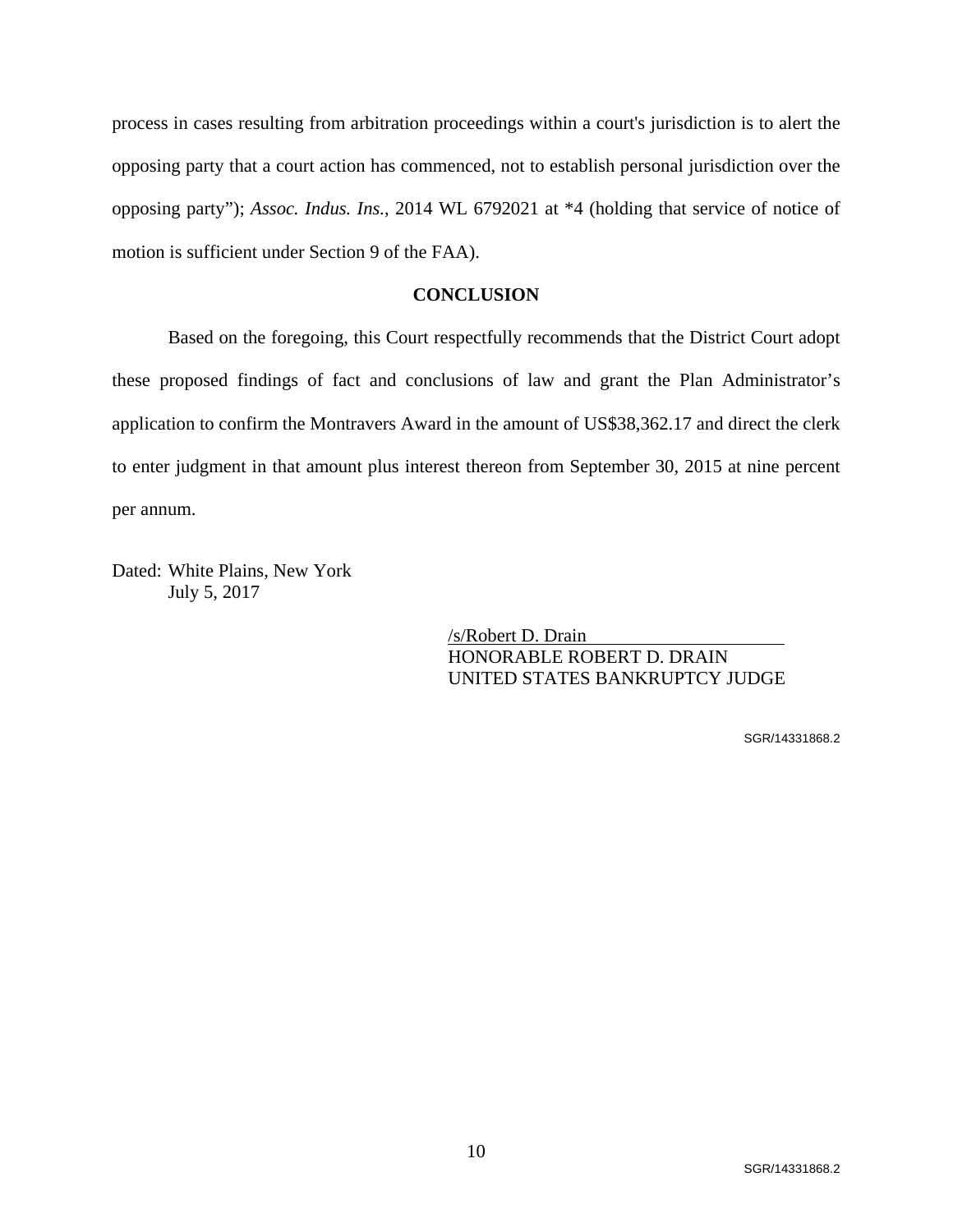process in cases resulting from arbitration proceedings within a court's jurisdiction is to alert the opposing party that a court action has commenced, not to establish personal jurisdiction over the opposing party"); *Assoc. Indus. Ins.*, 2014 WL 6792021 at *4 (holding that service of notice of motion is sufficient under Section 9 of the FAA).

**CONCLUSION**

Based on the foregoing, this Court respectfully recommends that the District Court adopt these proposed findings of fact and conclusions of law and grant the Plan Administrator's application to confirm the Montravers Award in the amount of US$38,362.17 and direct the clerk to enter judgment in that amount plus interest thereon from September 30, 2015 at nine percent per annum.

Dated: White Plains, New York
July 5, 2017

/s/Robert D. Drain
HONORABLE ROBERT D. DRAIN
UNITED STATES BANKRUPTCY JUDGE

SGR/14331868.2